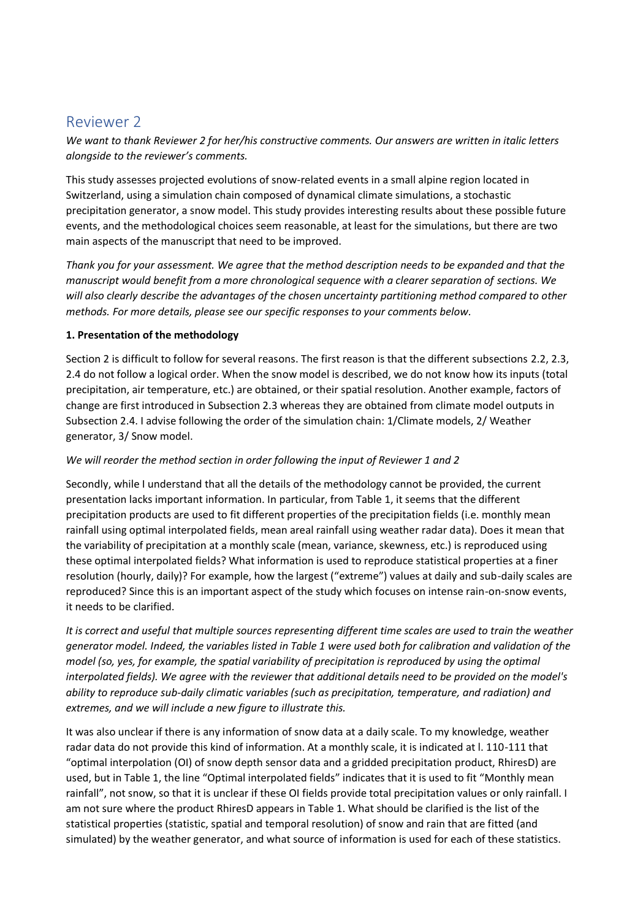## Reviewer 2

*We want to thank Reviewer 2 for her/his constructive comments. Our answers are written in italic letters alongside to the reviewer's comments.*

This study assesses projected evolutions of snow-related events in a small alpine region located in Switzerland, using a simulation chain composed of dynamical climate simulations, a stochastic precipitation generator, a snow model. This study provides interesting results about these possible future events, and the methodological choices seem reasonable, at least for the simulations, but there are two main aspects of the manuscript that need to be improved.

*Thank you for your assessment. We agree that the method description needs to be expanded and that the manuscript would benefit from a more chronological sequence with a clearer separation of sections. We will also clearly describe the advantages of the chosen uncertainty partitioning method compared to other methods. For more details, please see our specific responses to your comments below.*

**1. Presentation of the methodology**

Section 2 is difficult to follow for several reasons. The first reason is that the different subsections 2.2, 2.3, 2.4 do not follow a logical order. When the snow model is described, we do not know how its inputs (total precipitation, air temperature, etc.) are obtained, or their spatial resolution. Another example, factors of change are first introduced in Subsection 2.3 whereas they are obtained from climate model outputs in Subsection 2.4. I advise following the order of the simulation chain: 1/Climate models, 2/ Weather generator, 3/ Snow model.

*We will reorder the method section in order following the input of Reviewer 1 and 2*

Secondly, while I understand that all the details of the methodology cannot be provided, the current presentation lacks important information. In particular, from Table 1, it seems that the different precipitation products are used to fit different properties of the precipitation fields (i.e. monthly mean rainfall using optimal interpolated fields, mean areal rainfall using weather radar data). Does it mean that the variability of precipitation at a monthly scale (mean, variance, skewness, etc.) is reproduced using these optimal interpolated fields? What information is used to reproduce statistical properties at a finer resolution (hourly, daily)? For example, how the largest ("extreme") values at daily and sub-daily scales are reproduced? Since this is an important aspect of the study which focuses on intense rain-on-snow events, it needs to be clarified.

*It is correct and useful that multiple sources representing different time scales are used to train the weather generator model. Indeed, the variables listed in Table 1 were used both for calibration and validation of the model (so, yes, for example, the spatial variability of precipitation is reproduced by using the optimal interpolated fields). We agree with the reviewer that additional details need to be provided on the model's ability to reproduce sub-daily climatic variables (such as precipitation, temperature, and radiation) and extremes, and we will include a new figure to illustrate this.*

It was also unclear if there is any information of snow data at a daily scale. To my knowledge, weather radar data do not provide this kind of information. At a monthly scale, it is indicated at l. 110-111 that "optimal interpolation (OI) of snow depth sensor data and a gridded precipitation product, RhiresD) are used, but in Table 1, the line "Optimal interpolated fields" indicates that it is used to fit "Monthly mean rainfall", not snow, so that it is unclear if these OI fields provide total precipitation values or only rainfall. I am not sure where the product RhiresD appears in Table 1. What should be clarified is the list of the statistical properties (statistic, spatial and temporal resolution) of snow and rain that are fitted (and simulated) by the weather generator, and what source of information is used for each of these statistics.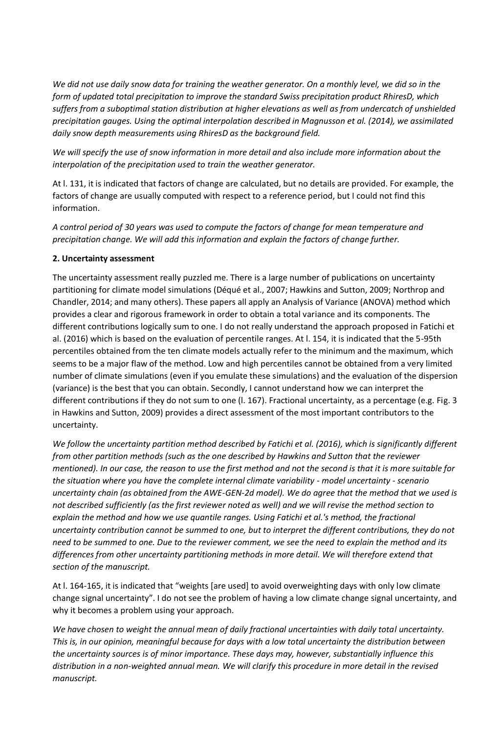*We did not use daily snow data for training the weather generator. On a monthly level, we did so in the form of updated total precipitation to improve the standard Swiss precipitation product RhiresD, which suffers from a suboptimal station distribution at higher elevations as well as from undercatch of unshielded precipitation gauges. Using the optimal interpolation described in Magnusson et al. (2014), we assimilated daily snow depth measurements using RhiresD as the background field.*

*We will specify the use of snow information in more detail and also include more information about the interpolation of the precipitation used to train the weather generator.*

At l. 131, it is indicated that factors of change are calculated, but no details are provided. For example, the factors of change are usually computed with respect to a reference period, but I could not find this information.

*A control period of 30 years was used to compute the factors of change for mean temperature and precipitation change. We will add this information and explain the factors of change further.*

**2. Uncertainty assessment**

The uncertainty assessment really puzzled me. There is a large number of publications on uncertainty partitioning for climate model simulations (Déqué et al., 2007; Hawkins and Sutton, 2009; Northrop and Chandler, 2014; and many others). These papers all apply an Analysis of Variance (ANOVA) method which provides a clear and rigorous framework in order to obtain a total variance and its components. The different contributions logically sum to one. I do not really understand the approach proposed in Fatichi et al. (2016) which is based on the evaluation of percentile ranges. At l. 154, it is indicated that the 5-95th percentiles obtained from the ten climate models actually refer to the minimum and the maximum, which seems to be a major flaw of the method. Low and high percentiles cannot be obtained from a very limited number of climate simulations (even if you emulate these simulations) and the evaluation of the dispersion (variance) is the best that you can obtain. Secondly, I cannot understand how we can interpret the different contributions if they do not sum to one (l. 167). Fractional uncertainty, as a percentage (e.g. Fig. 3 in Hawkins and Sutton, 2009) provides a direct assessment of the most important contributors to the uncertainty.

*We follow the uncertainty partition method described by Fatichi et al. (2016), which is significantly different from other partition methods (such as the one described by Hawkins and Sutton that the reviewer mentioned). In our case, the reason to use the first method and not the second is that it is more suitable for the situation where you have the complete internal climate variability - model uncertainty - scenario uncertainty chain (as obtained from the AWE-GEN-2d model). We do agree that the method that we used is not described sufficiently (as the first reviewer noted as well) and we will revise the method section to explain the method and how we use quantile ranges. Using Fatichi et al.'s method, the fractional uncertainty contribution cannot be summed to one, but to interpret the different contributions, they do not need to be summed to one. Due to the reviewer comment, we see the need to explain the method and its differences from other uncertainty partitioning methods in more detail. We will therefore extend that section of the manuscript.*

At l. 164-165, it is indicated that "weights [are used] to avoid overweighting days with only low climate change signal uncertainty". I do not see the problem of having a low climate change signal uncertainty, and why it becomes a problem using your approach.

*We have chosen to weight the annual mean of daily fractional uncertainties with daily total uncertainty. This is, in our opinion, meaningful because for days with a low total uncertainty the distribution between the uncertainty sources is of minor importance. These days may, however, substantially influence this distribution in a non-weighted annual mean. We will clarify this procedure in more detail in the revised manuscript.*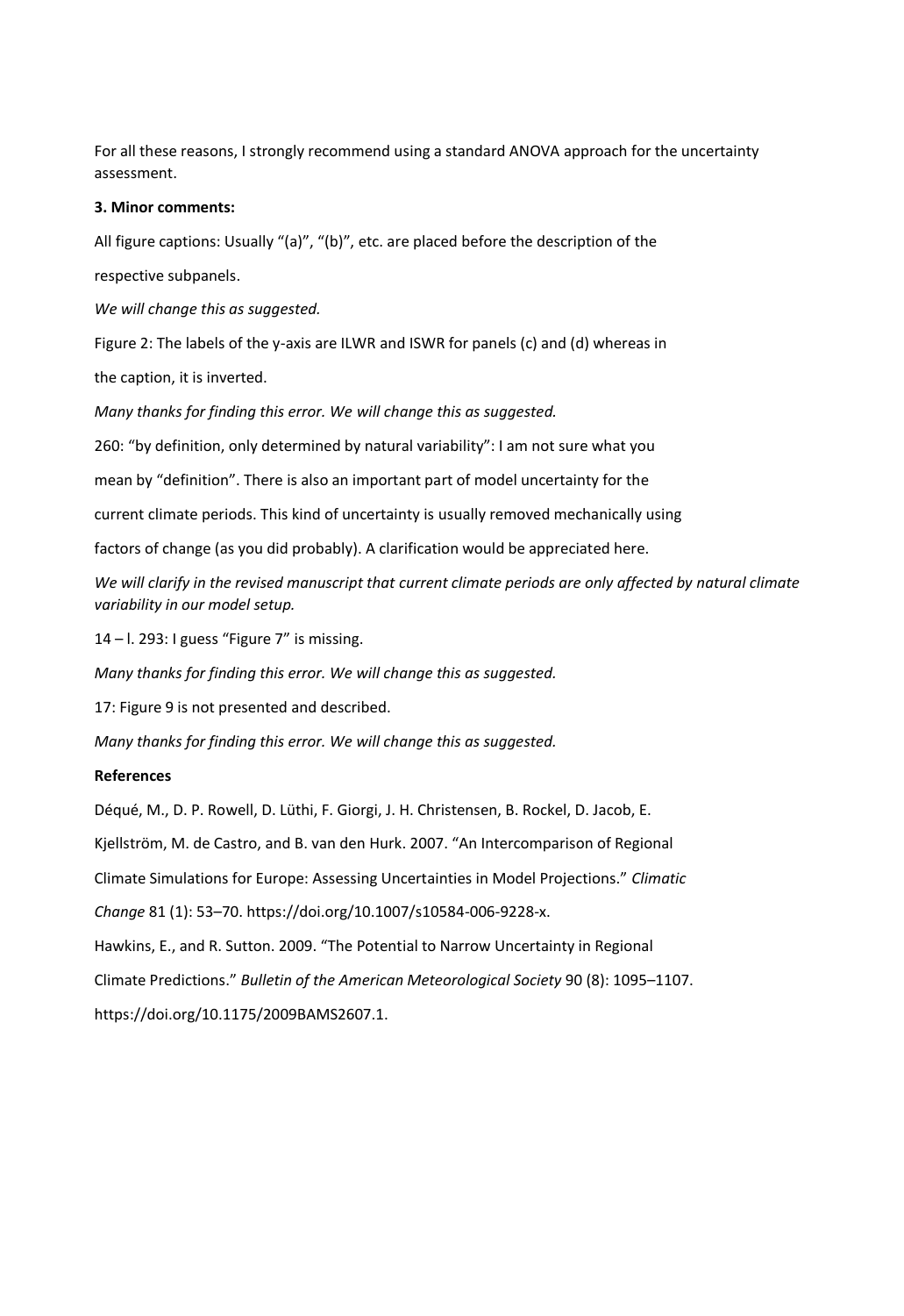For all these reasons, I strongly recommend using a standard ANOVA approach for the uncertainty assessment.

**3. Minor comments:**

All figure captions: Usually “(a)”, “(b)”, etc. are placed before the description of the respective subpanels.

*We will change this as suggested.*

Figure 2: The labels of the y-axis are ILWR and ISWR for panels (c) and (d) whereas in the caption, it is inverted.

*Many thanks for finding this error. We will change this as suggested.*

260: “by definition, only determined by natural variability”: I am not sure what you mean by “definition”. There is also an important part of model uncertainty for the current climate periods. This kind of uncertainty is usually removed mechanically using factors of change (as you did probably). A clarification would be appreciated here.

*We will clarify in the revised manuscript that current climate periods are only affected by natural climate variability in our model setup.*

14 – l. 293: I guess “Figure 7” is missing.

*Many thanks for finding this error. We will change this as suggested.*

17: Figure 9 is not presented and described.

*Many thanks for finding this error. We will change this as suggested.*

**References**

Déqué, M., D. P. Rowell, D. Lüthi, F. Giorgi, J. H. Christensen, B. Rockel, D. Jacob, E. Kjellström, M. de Castro, and B. van den Hurk. 2007. “An Intercomparison of Regional Climate Simulations for Europe: Assessing Uncertainties in Model Projections.” *Climatic Change* 81 (1): 53–70. https://doi.org/10.1007/s10584-006-9228-x.

Hawkins, E., and R. Sutton. 2009. “The Potential to Narrow Uncertainty in Regional Climate Predictions.” *Bulletin of the American Meteorological Society* 90 (8): 1095–1107. https://doi.org/10.1175/2009BAMS2607.1.